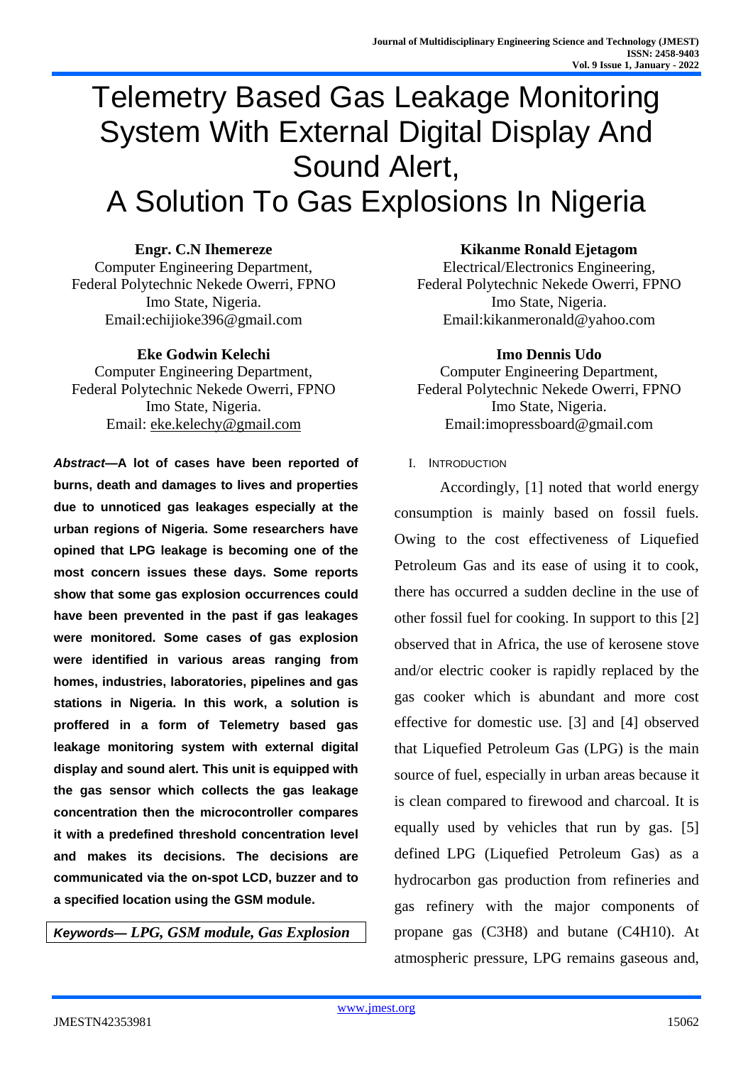# Telemetry Based Gas Leakage Monitoring System With External Digital Display And Sound Alert, A Solution To Gas Explosions In Nigeria

**Engr. C.N Ihemereze**
Computer Engineering Department,
Federal Polytechnic Nekede Owerri, FPNO
Imo State, Nigeria.
Email:echijioke396@gmail.com

**Kikanme Ronald Ejetagom**
Electrical/Electronics Engineering,
Federal Polytechnic Nekede Owerri, FPNO
Imo State, Nigeria.
Email:kikanmeronald@yahoo.com

**Eke Godwin Kelechi**
Computer Engineering Department,
Federal Polytechnic Nekede Owerri, FPNO
Imo State, Nigeria.
Email: eke.kelechy@gmail.com

**Imo Dennis Udo**
Computer Engineering Department,
Federal Polytechnic Nekede Owerri, FPNO
Imo State, Nigeria.
Email:imopressboard@gmail.com

***Abstract*—A lot of cases have been reported of burns, death and damages to lives and properties due to unnoticed gas leakages especially at the urban regions of Nigeria. Some researchers have opined that LPG leakage is becoming one of the most concern issues these days. Some reports show that some gas explosion occurrences could have been prevented in the past if gas leakages were monitored. Some cases of gas explosion were identified in various areas ranging from homes, industries, laboratories, pipelines and gas stations in Nigeria. In this work, a solution is proffered in a form of Telemetry based gas leakage monitoring system with external digital display and sound alert. This unit is equipped with the gas sensor which collects the gas leakage concentration then the microcontroller compares it with a predefined threshold concentration level and makes its decisions. The decisions are communicated via the on-spot LCD, buzzer and to a specified location using the GSM module.**

***Keywords— LPG, GSM module, Gas Explosion***

## I. Introduction

Accordingly, [1] noted that world energy consumption is mainly based on fossil fuels. Owing to the cost effectiveness of Liquefied Petroleum Gas and its ease of using it to cook, there has occurred a sudden decline in the use of other fossil fuel for cooking. In support to this [2] observed that in Africa, the use of kerosene stove and/or electric cooker is rapidly replaced by the gas cooker which is abundant and more cost effective for domestic use. [3] and [4] observed that Liquefied Petroleum Gas (LPG) is the main source of fuel, especially in urban areas because it is clean compared to firewood and charcoal. It is equally used by vehicles that run by gas. [5] defined LPG (Liquefied Petroleum Gas) as a hydrocarbon gas production from refineries and gas refinery with the major components of propane gas ($C_3H_8$) and butane ($C_4H_{10}$). At atmospheric pressure, LPG remains gaseous and,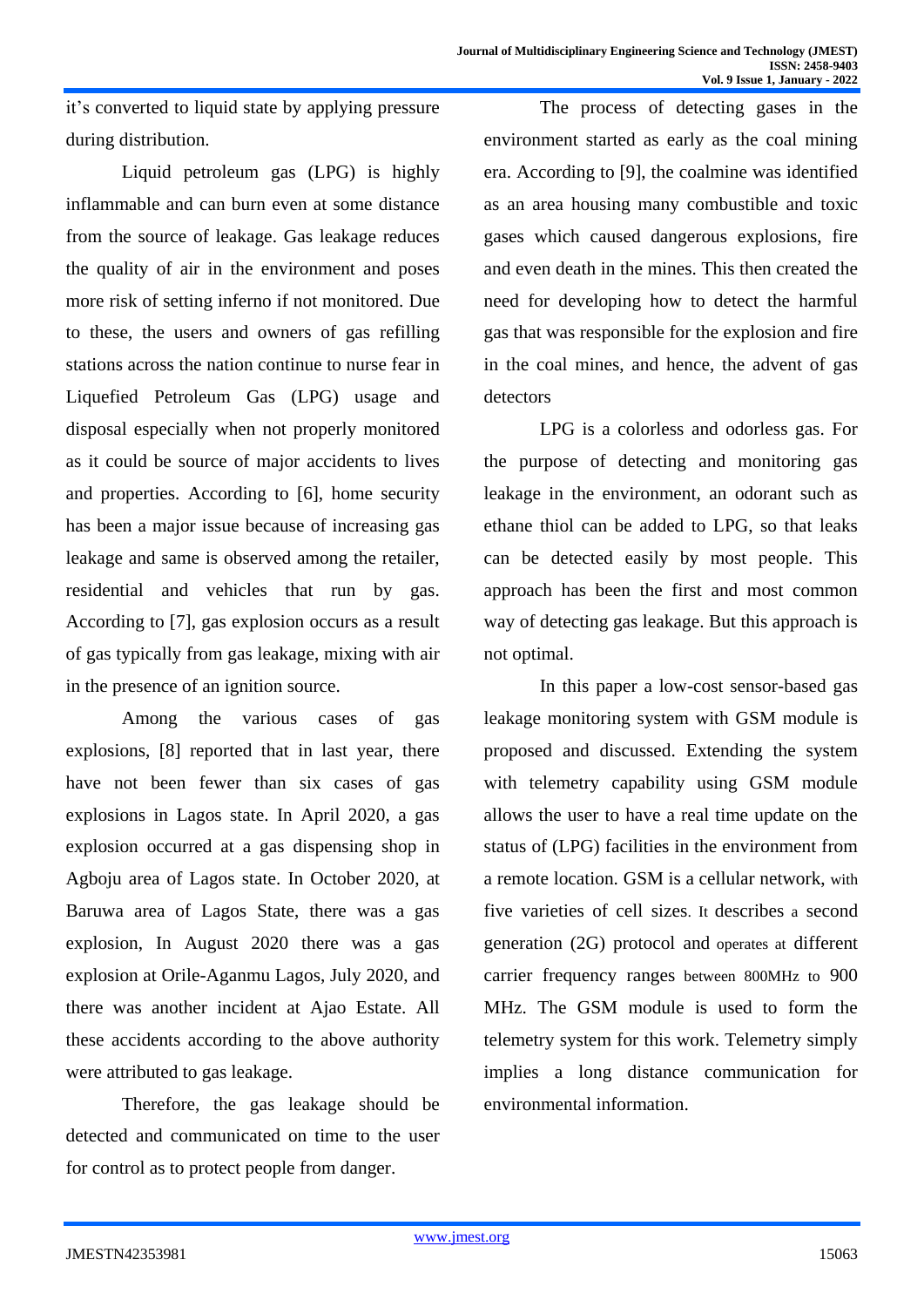it's converted to liquid state by applying pressure during distribution.

Liquid petroleum gas (LPG) is highly inflammable and can burn even at some distance from the source of leakage. Gas leakage reduces the quality of air in the environment and poses more risk of setting inferno if not monitored. Due to these, the users and owners of gas refilling stations across the nation continue to nurse fear in Liquefied Petroleum Gas (LPG) usage and disposal especially when not properly monitored as it could be source of major accidents to lives and properties. According to [6], home security has been a major issue because of increasing gas leakage and same is observed among the retailer, residential and vehicles that run by gas. According to [7], gas explosion occurs as a result of gas typically from gas leakage, mixing with air in the presence of an ignition source.

Among the various cases of gas explosions, [8] reported that in last year, there have not been fewer than six cases of gas explosions in Lagos state. In April 2020, a gas explosion occurred at a gas dispensing shop in Agboju area of Lagos state. In October 2020, at Baruwa area of Lagos State, there was a gas explosion, In August 2020 there was a gas explosion at Orile-Aganmu Lagos, July 2020, and there was another incident at Ajao Estate. All these accidents according to the above authority were attributed to gas leakage.

Therefore, the gas leakage should be detected and communicated on time to the user for control as to protect people from danger.

The process of detecting gases in the environment started as early as the coal mining era. According to [9], the coalmine was identified as an area housing many combustible and toxic gases which caused dangerous explosions, fire and even death in the mines. This then created the need for developing how to detect the harmful gas that was responsible for the explosion and fire in the coal mines, and hence, the advent of gas detectors

LPG is a colorless and odorless gas. For the purpose of detecting and monitoring gas leakage in the environment, an odorant such as ethane thiol can be added to LPG, so that leaks can be detected easily by most people. This approach has been the first and most common way of detecting gas leakage. But this approach is not optimal.

In this paper a low-cost sensor-based gas leakage monitoring system with GSM module is proposed and discussed. Extending the system with telemetry capability using GSM module allows the user to have a real time update on the status of (LPG) facilities in the environment from a remote location. GSM is a cellular network, with five varieties of cell sizes. It describes a second generation (2G) protocol and operates at different carrier frequency ranges between 800MHz to 900 MHz. The GSM module is used to form the telemetry system for this work. Telemetry simply implies a long distance communication for environmental information.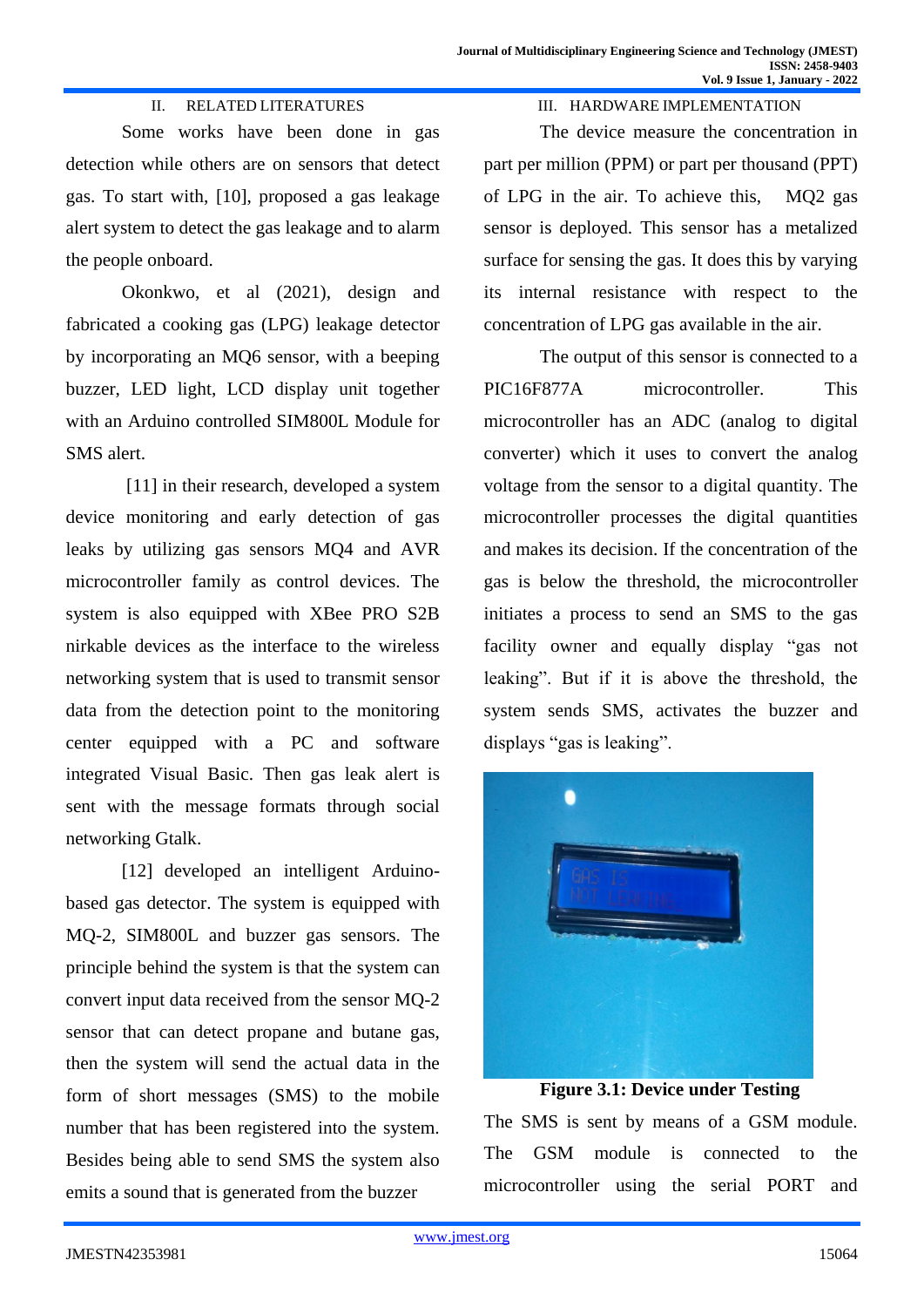## II. RELATED LITERATURES

Some works have been done in gas detection while others are on sensors that detect gas. To start with, [10], proposed a gas leakage alert system to detect the gas leakage and to alarm the people onboard.

Okonkwo, et al (2021), design and fabricated a cooking gas (LPG) leakage detector by incorporating an MQ6 sensor, with a beeping buzzer, LED light, LCD display unit together with an Arduino controlled SIM800L Module for SMS alert.

[11] in their research, developed a system device monitoring and early detection of gas leaks by utilizing gas sensors MQ4 and AVR microcontroller family as control devices. The system is also equipped with XBee PRO S2B nirkable devices as the interface to the wireless networking system that is used to transmit sensor data from the detection point to the monitoring center equipped with a PC and software integrated Visual Basic. Then gas leak alert is sent with the message formats through social networking Gtalk.

[12] developed an intelligent Arduino-based gas detector. The system is equipped with MQ-2, SIM800L and buzzer gas sensors. The principle behind the system is that the system can convert input data received from the sensor MQ-2 sensor that can detect propane and butane gas, then the system will send the actual data in the form of short messages (SMS) to the mobile number that has been registered into the system. Besides being able to send SMS the system also emits a sound that is generated from the buzzer

## III. HARDWARE IMPLEMENTATION

The device measure the concentration in part per million (PPM) or part per thousand (PPT) of LPG in the air. To achieve this, MQ2 gas sensor is deployed. This sensor has a metalized surface for sensing the gas. It does this by varying its internal resistance with respect to the concentration of LPG gas available in the air.

The output of this sensor is connected to a PIC16F877A microcontroller. This microcontroller has an ADC (analog to digital converter) which it uses to convert the analog voltage from the sensor to a digital quantity. The microcontroller processes the digital quantities and makes its decision. If the concentration of the gas is below the threshold, the microcontroller initiates a process to send an SMS to the gas facility owner and equally display "gas not leaking". But if it is above the threshold, the system sends SMS, activates the buzzer and displays "gas is leaking".

**Figure 3.1: Device under Testing**

The SMS is sent by means of a GSM module. The GSM module is connected to the microcontroller using the serial PORT and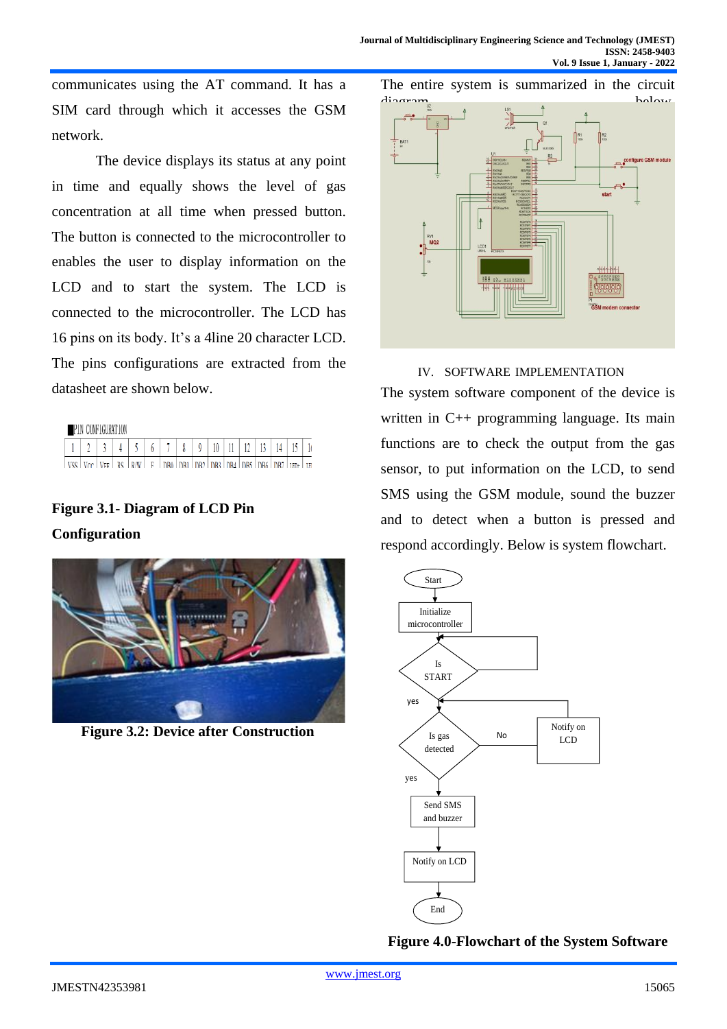communicates using the AT command. It has a SIM card through which it accesses the GSM network.

The device displays its status at any point in time and equally shows the level of gas concentration at all time when pressed button. The button is connected to the microcontroller to enables the user to display information on the LCD and to start the system. The LCD is connected to the microcontroller. The LCD has 16 pins on its body. It's a 4line 20 character LCD. The pins configurations are extracted from the datasheet are shown below.

PIN CONFIGURATION

| 1 | 2 | 3 | 4 | 5 | 6 | 7 | 8 | 9 | 10 | 11 | 12 | 13 | 14 | 15 | 16 |
|---|---|---|---|---|---|---|---|---|---|---|---|---|---|---|---|
| VSS | Vcc | VEE | RS | R/W | E | DB0 | DB1 | DB2 | DB3 | DB4 | DB5 | DB6 | DB7 | LED+ | LED- |

**Figure 3.1- Diagram of LCD Pin Configuration**

**Figure 3.2: Device after Construction**

The entire system is summarized in the circuit diagram below.

## IV. SOFTWARE IMPLEMENTATION

The system software component of the device is written in C++ programming language. Its main functions are to check the output from the gas sensor, to put information on the LCD, to send SMS using the GSM module, sound the buzzer and to detect when a button is pressed and respond accordingly. Below is system flowchart.

**Figure 4.0-Flowchart of the System Software**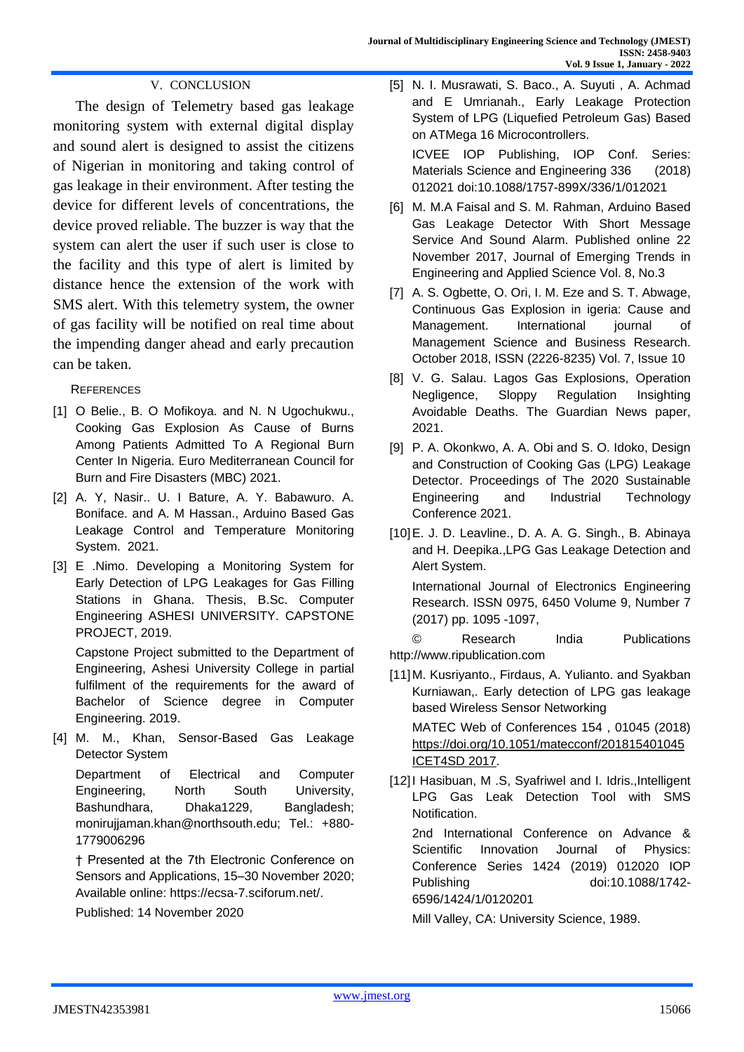## V. CONCLUSION

The design of Telemetry based gas leakage monitoring system with external digital display and sound alert is designed to assist the citizens of Nigerian in monitoring and taking control of gas leakage in their environment. After testing the device for different levels of concentrations, the device proved reliable. The buzzer is way that the system can alert the user if such user is close to the facility and this type of alert is limited by distance hence the extension of the work with SMS alert. With this telemetry system, the owner of gas facility will be notified on real time about the impending danger ahead and early precaution can be taken.

## REFERENCES

[1] O Belie., B. O Mofikoya. and N. N Ugochukwu., Cooking Gas Explosion As Cause of Burns Among Patients Admitted To A Regional Burn Center In Nigeria. Euro Mediterranean Council for Burn and Fire Disasters (MBC) 2021.

[2] A. Y, Nasir.. U. I Bature, A. Y. Babawuro. A. Boniface. and A. M Hassan., Arduino Based Gas Leakage Control and Temperature Monitoring System. 2021.

[3] E .Nimo. Developing a Monitoring System for Early Detection of LPG Leakages for Gas Filling Stations in Ghana. Thesis, B.Sc. Computer Engineering ASHESI UNIVERSITY. CAPSTONE PROJECT, 2019.

Capstone Project submitted to the Department of Engineering, Ashesi University College in partial fulfilment of the requirements for the award of Bachelor of Science degree in Computer Engineering. 2019.

[4] M. M., Khan, Sensor-Based Gas Leakage Detector System

Department of Electrical and Computer Engineering, North South University, Bashundhara, Dhaka1229, Bangladesh; monirujjaman.khan@northsouth.edu; Tel.: +880-1779006296

† Presented at the 7th Electronic Conference on Sensors and Applications, 15–30 November 2020; Available online: https://ecsa-7.sciforum.net/.

Published: 14 November 2020

[5] N. I. Musrawati, S. Baco., A. Suyuti , A. Achmad and E Umrianah., Early Leakage Protection System of LPG (Liquefied Petroleum Gas) Based on ATMega 16 Microcontrollers.

ICVEE IOP Publishing, IOP Conf. Series: Materials Science and Engineering 336 (2018) 012021 doi:10.1088/1757-899X/336/1/012021

[6] M. M.A Faisal and S. M. Rahman, Arduino Based Gas Leakage Detector With Short Message Service And Sound Alarm. Published online 22 November 2017, Journal of Emerging Trends in Engineering and Applied Science Vol. 8, No.3

[7] A. S. Ogbette, O. Ori, I. M. Eze and S. T. Abwage, Continuous Gas Explosion in igeria: Cause and Management. International journal of Management Science and Business Research. October 2018, ISSN (2226-8235) Vol. 7, Issue 10

[8] V. G. Salau. Lagos Gas Explosions, Operation Negligence, Sloppy Regulation Insighting Avoidable Deaths. The Guardian News paper, 2021.

[9] P. A. Okonkwo, A. A. Obi and S. O. Idoko, Design and Construction of Cooking Gas (LPG) Leakage Detector. Proceedings of The 2020 Sustainable Engineering and Industrial Technology Conference 2021.

[10] E. J. D. Leavline., D. A. A. G. Singh., B. Abinaya and H. Deepika.,LPG Gas Leakage Detection and Alert System.

International Journal of Electronics Engineering Research. ISSN 0975, 6450 Volume 9, Number 7 (2017) pp. 1095 -1097,

© Research India Publications http://www.ripublication.com

[11] M. Kusriyanto., Firdaus, A. Yulianto. and Syakban Kurniawan,. Early detection of LPG gas leakage based Wireless Sensor Networking

MATEC Web of Conferences 154 , 01045 (2018) https://doi.org/10.1051/matecconf/201815401045 ICET4SD 2017.

[12] I Hasibuan, M .S, Syafriwel and I. Idris.,Intelligent LPG Gas Leak Detection Tool with SMS Notification.

2nd International Conference on Advance & Scientific Innovation Journal of Physics: Conference Series 1424 (2019) 012020 IOP Publishing doi:10.1088/1742-6596/1424/1/0120201

Mill Valley, CA: University Science, 1989.